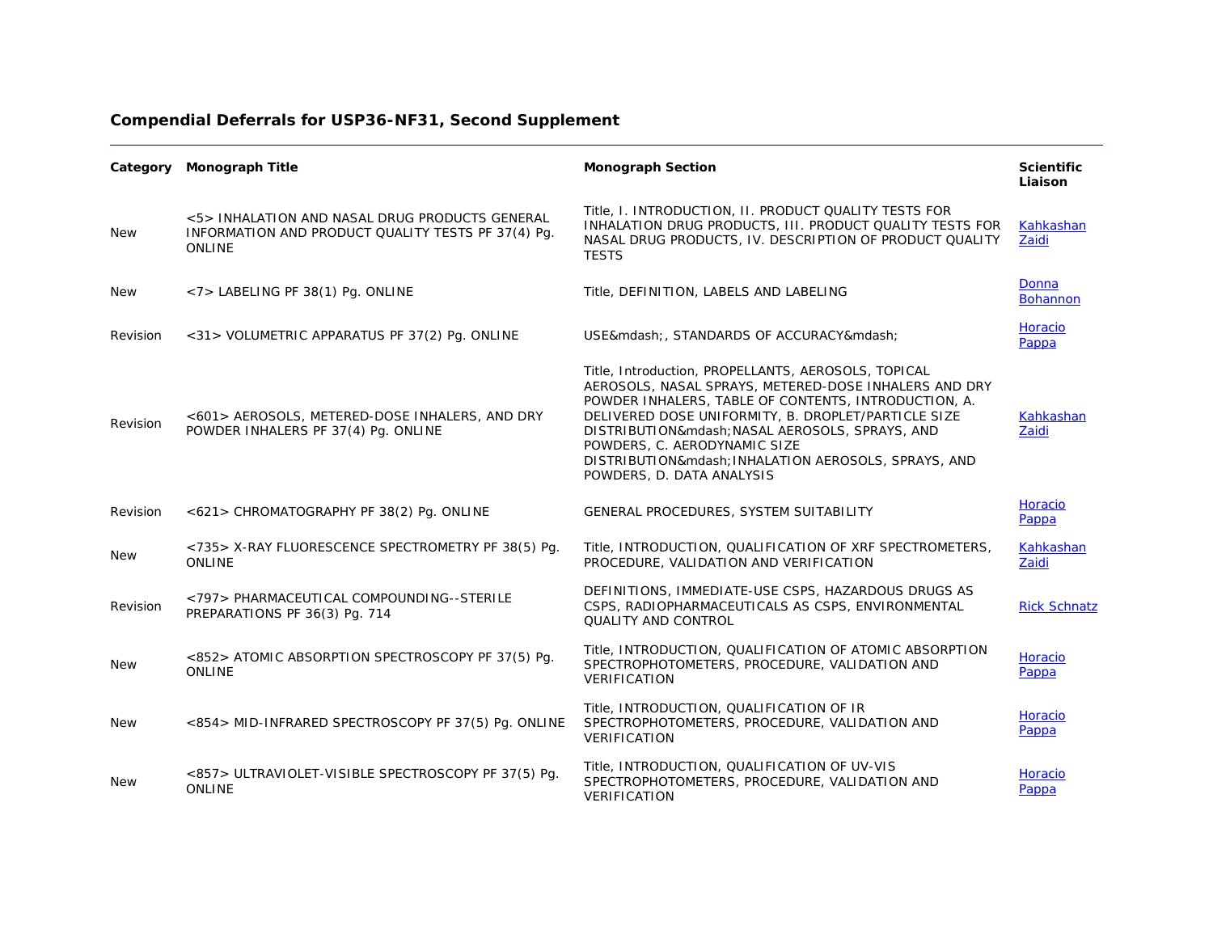## Compendial Deferrals for USP36-NF31, Second Supplement

| Category | Monograph Title | Monograph Section | Scientific Liaison |
|---|---|---|---|
| New | <5> INHALATION AND NASAL DRUG PRODUCTS GENERAL INFORMATION AND PRODUCT QUALITY TESTS PF 37(4) Pg. ONLINE | Title, I. INTRODUCTION, II. PRODUCT QUALITY TESTS FOR INHALATION DRUG PRODUCTS, III. PRODUCT QUALITY TESTS FOR NASAL DRUG PRODUCTS, IV. DESCRIPTION OF PRODUCT QUALITY TESTS | Kahkashan Zaidi |
| New | <7> LABELING PF 38(1) Pg. ONLINE | Title, DEFINITION, LABELS AND LABELING | Donna Bohannon |
| Revision | <31> VOLUMETRIC APPARATUS PF 37(2) Pg. ONLINE | USE&mdash;, STANDARDS OF ACCURACY&mdash; | Horacio Pappa |
| Revision | <601> AEROSOLS, METERED-DOSE INHALERS, AND DRY POWDER INHALERS PF 37(4) Pg. ONLINE | Title, Introduction, PROPELLANTS, AEROSOLS, TOPICAL AEROSOLS, NASAL SPRAYS, METERED-DOSE INHALERS AND DRY POWDER INHALERS, TABLE OF CONTENTS, INTRODUCTION, A. DELIVERED DOSE UNIFORMITY, B. DROPLET/PARTICLE SIZE DISTRIBUTION&mdash;NASAL AEROSOLS, SPRAYS, AND POWDERS, C. AERODYNAMIC SIZE DISTRIBUTION&mdash;INHALATION AEROSOLS, SPRAYS, AND POWDERS, D. DATA ANALYSIS | Kahkashan Zaidi |
| Revision | <621> CHROMATOGRAPHY PF 38(2) Pg. ONLINE | GENERAL PROCEDURES, SYSTEM SUITABILITY | Horacio Pappa |
| New | <735> X-RAY FLUORESCENCE SPECTROMETRY PF 38(5) Pg. ONLINE | Title, INTRODUCTION, QUALIFICATION OF XRF SPECTROMETERS, PROCEDURE, VALIDATION AND VERIFICATION | Kahkashan Zaidi |
| Revision | <797> PHARMACEUTICAL COMPOUNDING--STERILE PREPARATIONS PF 36(3) Pg. 714 | DEFINITIONS, IMMEDIATE-USE CSPS, HAZARDOUS DRUGS AS CSPS, RADIOPHARMACEUTICALS AS CSPS, ENVIRONMENTAL QUALITY AND CONTROL | Rick Schnatz |
| New | <852> ATOMIC ABSORPTION SPECTROSCOPY PF 37(5) Pg. ONLINE | Title, INTRODUCTION, QUALIFICATION OF ATOMIC ABSORPTION SPECTROPHOTOMETERS, PROCEDURE, VALIDATION AND VERIFICATION | Horacio Pappa |
| New | <854> MID-INFRARED SPECTROSCOPY PF 37(5) Pg. ONLINE | Title, INTRODUCTION, QUALIFICATION OF IR SPECTROPHOTOMETERS, PROCEDURE, VALIDATION AND VERIFICATION | Horacio Pappa |
| New | <857> ULTRAVIOLET-VISIBLE SPECTROSCOPY PF 37(5) Pg. ONLINE | Title, INTRODUCTION, QUALIFICATION OF UV-VIS SPECTROPHOTOMETERS, PROCEDURE, VALIDATION AND VERIFICATION | Horacio Pappa |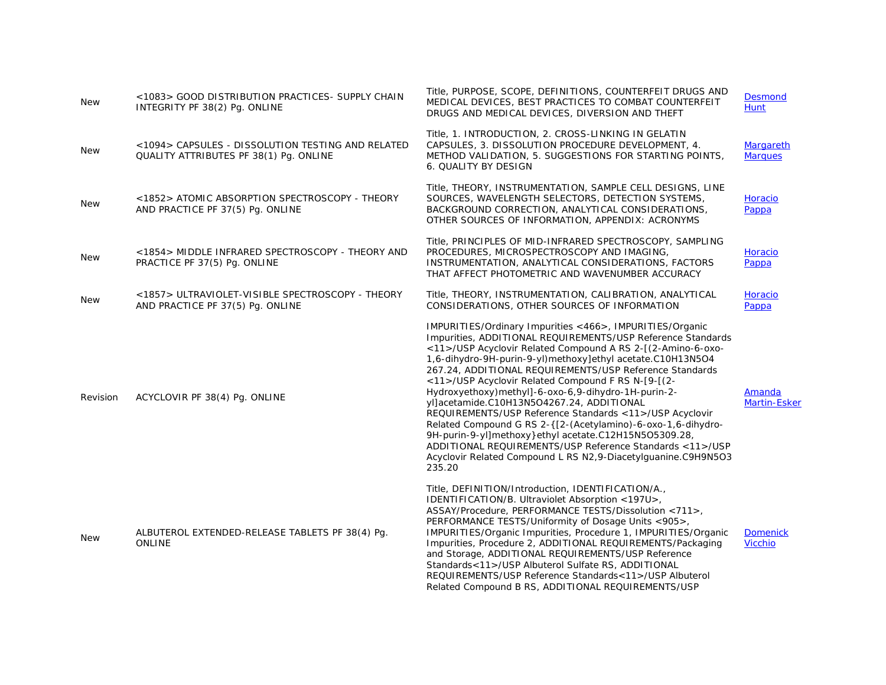| New | <1083> GOOD DISTRIBUTION PRACTICES- SUPPLY CHAIN INTEGRITY PF 38(2) Pg. ONLINE | Title, PURPOSE, SCOPE, DEFINITIONS, COUNTERFEIT DRUGS AND MEDICAL DEVICES, BEST PRACTICES TO COMBAT COUNTERFEIT DRUGS AND MEDICAL DEVICES, DIVERSION AND THEFT | Desmond Hunt |
|---|---|---|---|
| New | <1094> CAPSULES - DISSOLUTION TESTING AND RELATED QUALITY ATTRIBUTES PF 38(1) Pg. ONLINE | Title, 1. INTRODUCTION, 2. CROSS-LINKING IN GELATIN CAPSULES, 3. DISSOLUTION PROCEDURE DEVELOPMENT, 4. METHOD VALIDATION, 5. SUGGESTIONS FOR STARTING POINTS, 6. QUALITY BY DESIGN | Margareth Marques |
| New | <1852> ATOMIC ABSORPTION SPECTROSCOPY - THEORY AND PRACTICE PF 37(5) Pg. ONLINE | Title, THEORY, INSTRUMENTATION, SAMPLE CELL DESIGNS, LINE SOURCES, WAVELENGTH SELECTORS, DETECTION SYSTEMS, BACKGROUND CORRECTION, ANALYTICAL CONSIDERATIONS, OTHER SOURCES OF INFORMATION, APPENDIX: ACRONYMS | Horacio Pappa |
| New | <1854> MIDDLE INFRARED SPECTROSCOPY - THEORY AND PRACTICE PF 37(5) Pg. ONLINE | Title, PRINCIPLES OF MID-INFRARED SPECTROSCOPY, SAMPLING PROCEDURES, MICROSPECTROSCOPY AND IMAGING, INSTRUMENTATION, ANALYTICAL CONSIDERATIONS, FACTORS THAT AFFECT PHOTOMETRIC AND WAVENUMBER ACCURACY | Horacio Pappa |
| New | <1857> ULTRAVIOLET-VISIBLE SPECTROSCOPY - THEORY AND PRACTICE PF 37(5) Pg. ONLINE | Title, THEORY, INSTRUMENTATION, CALIBRATION, ANALYTICAL CONSIDERATIONS, OTHER SOURCES OF INFORMATION | Horacio Pappa |
| Revision | ACYCLOVIR PF 38(4) Pg. ONLINE | IMPURITIES/Ordinary Impurities <466>, IMPURITIES/Organic Impurities, ADDITIONAL REQUIREMENTS/USP Reference Standards <11>/USP Acyclovir Related Compound A RS 2-[(2-Amino-6-oxo-1,6-dihydro-9H-purin-9-yl)methoxy]ethyl acetate.C10H13N5O4 267.24, ADDITIONAL REQUIREMENTS/USP Reference Standards <11>/USP Acyclovir Related Compound F RS N-[9-[(2-Hydroxyethoxy)methyl]-6-oxo-6,9-dihydro-1H-purin-2-yl]acetamide.C10H13N5O4267.24, ADDITIONAL REQUIREMENTS/USP Reference Standards <11>/USP Acyclovir Related Compound G RS 2-{[2-(Acetylamino)-6-oxo-1,6-dihydro-9H-purin-9-yl]methoxy}ethyl acetate.C12H15N5O5309.28, ADDITIONAL REQUIREMENTS/USP Reference Standards <11>/USP Acyclovir Related Compound L RS N2,9-Diacetylguanine.C9H9N5O3 235.20 | Amanda Martin-Esker |
| New | ALBUTEROL EXTENDED-RELEASE TABLETS PF 38(4) Pg. ONLINE | Title, DEFINITION/Introduction, IDENTIFICATION/A., IDENTIFICATION/B. Ultraviolet Absorption <197U>, ASSAY/Procedure, PERFORMANCE TESTS/Dissolution <711>, PERFORMANCE TESTS/Uniformity of Dosage Units <905>, IMPURITIES/Organic Impurities, Procedure 1, IMPURITIES/Organic Impurities, Procedure 2, ADDITIONAL REQUIREMENTS/Packaging and Storage, ADDITIONAL REQUIREMENTS/USP Reference Standards<11>/USP Albuterol Sulfate RS, ADDITIONAL REQUIREMENTS/USP Reference Standards<11>/USP Albuterol Related Compound B RS, ADDITIONAL REQUIREMENTS/USP | Domenick Vicchio |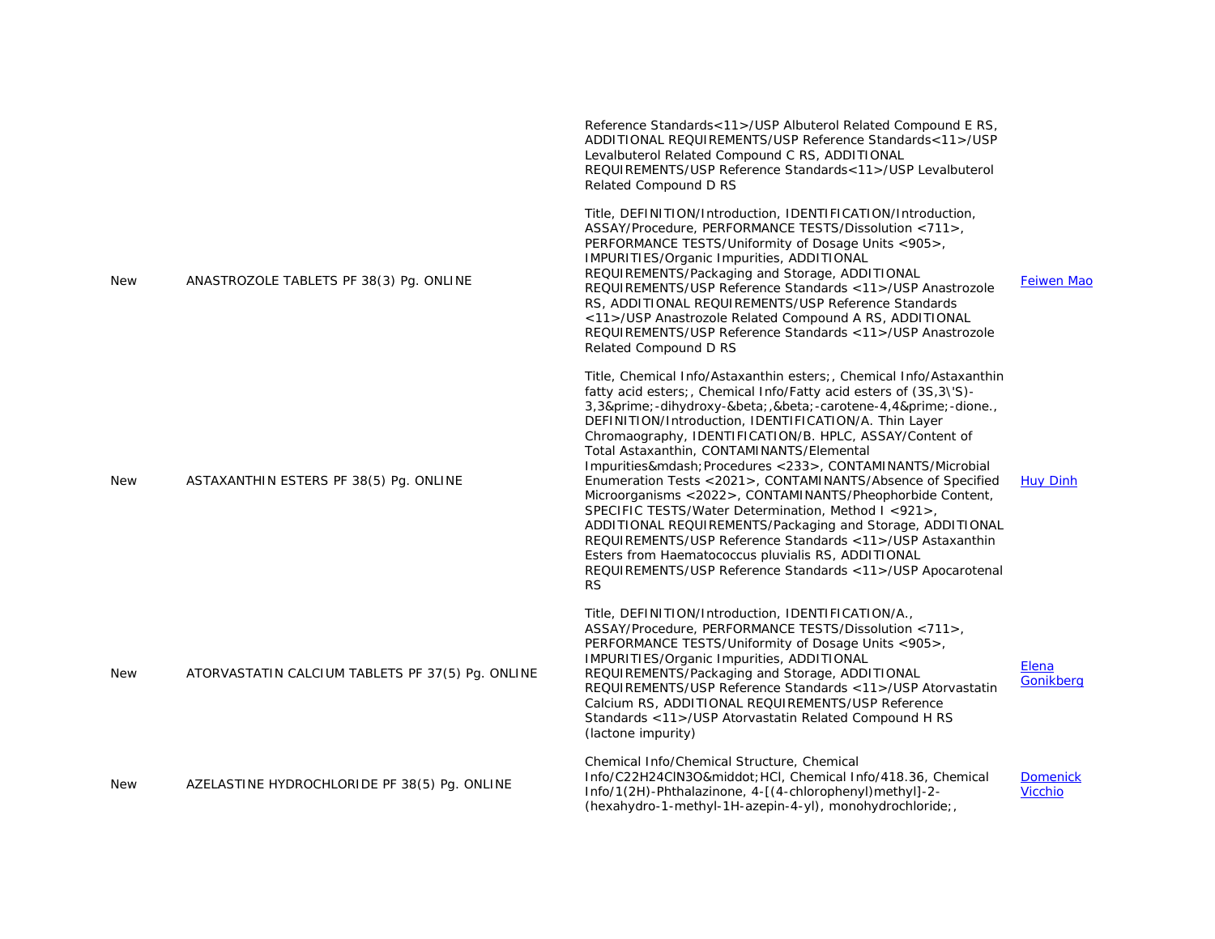| | | | |
|---|---|---|---|
| | | Reference Standards<11>/USP Albuterol Related Compound E RS, ADDITIONAL REQUIREMENTS/USP Reference Standards<11>/USP Levalbuterol Related Compound C RS, ADDITIONAL REQUIREMENTS/USP Reference Standards<11>/USP Levalbuterol Related Compound D RS | |
| New | ANASTROZOLE TABLETS PF 38(3) Pg. ONLINE | Title, DEFINITION/Introduction, IDENTIFICATION/Introduction, ASSAY/Procedure, PERFORMANCE TESTS/Dissolution <711>, PERFORMANCE TESTS/Uniformity of Dosage Units <905>, IMPURITIES/Organic Impurities, ADDITIONAL REQUIREMENTS/Packaging and Storage, ADDITIONAL REQUIREMENTS/USP Reference Standards <11>/USP Anastrozole RS, ADDITIONAL REQUIREMENTS/USP Reference Standards <11>/USP Anastrozole Related Compound A RS, ADDITIONAL REQUIREMENTS/USP Reference Standards <11>/USP Anastrozole Related Compound D RS | Feiwen Mao |
| New | ASTAXANTHIN ESTERS PF 38(5) Pg. ONLINE | Title, Chemical Info/Astaxanthin esters;, Chemical Info/Astaxanthin fatty acid esters;, Chemical Info/Fatty acid esters of (3S,3\'S)-3,3&prime;-dihydroxy-&beta;,&beta;-carotene-4,4&prime;-dione., DEFINITION/Introduction, IDENTIFICATION/A. Thin Layer Chromaography, IDENTIFICATION/B. HPLC, ASSAY/Content of Total Astaxanthin, CONTAMINANTS/Elemental Impurities&mdash;Procedures <233>, CONTAMINANTS/Microbial Enumeration Tests <2021>, CONTAMINANTS/Absence of Specified Microorganisms <2022>, CONTAMINANTS/Pheophorbide Content, SPECIFIC TESTS/Water Determination, Method I <921>, ADDITIONAL REQUIREMENTS/Packaging and Storage, ADDITIONAL REQUIREMENTS/USP Reference Standards <11>/USP Astaxanthin Esters from Haematococcus pluvialis RS, ADDITIONAL REQUIREMENTS/USP Reference Standards <11>/USP Apocarotenal RS | Huy Dinh |
| New | ATORVASTATIN CALCIUM TABLETS PF 37(5) Pg. ONLINE | Title, DEFINITION/Introduction, IDENTIFICATION/A., ASSAY/Procedure, PERFORMANCE TESTS/Dissolution <711>, PERFORMANCE TESTS/Uniformity of Dosage Units <905>, IMPURITIES/Organic Impurities, ADDITIONAL REQUIREMENTS/Packaging and Storage, ADDITIONAL REQUIREMENTS/USP Reference Standards <11>/USP Atorvastatin Calcium RS, ADDITIONAL REQUIREMENTS/USP Reference Standards <11>/USP Atorvastatin Related Compound H RS (lactone impurity) | Elena Gonikberg |
| New | AZELASTINE HYDROCHLORIDE PF 38(5) Pg. ONLINE | Chemical Info/Chemical Structure, Chemical Info/C22H24ClN3O&middot;HCl, Chemical Info/418.36, Chemical Info/1(2H)-Phthalazinone, 4-[(4-chlorophenyl)methyl]-2-(hexahydro-1-methyl-1H-azepin-4-yl), monohydrochloride;, | Domenick Vicchio |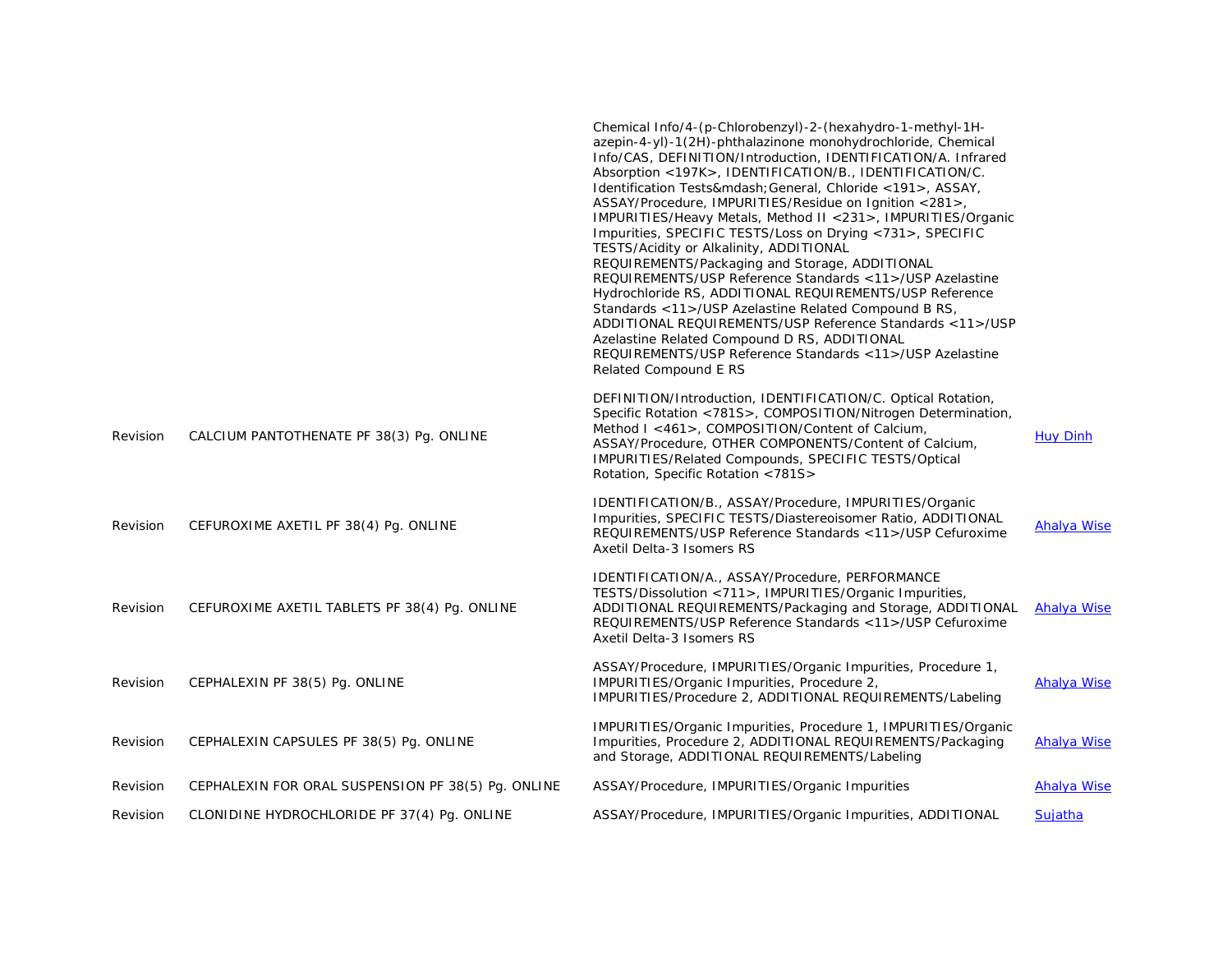| | | | |
|---|---|---|---|
| | | Chemical Info/4-(p-Chlorobenzyl)-2-(hexahydro-1-methyl-1H-azepin-4-yl)-1(2H)-phthalazinone monohydrochloride, Chemical Info/CAS, DEFINITION/Introduction, IDENTIFICATION/A. Infrared Absorption <197K>, IDENTIFICATION/B., IDENTIFICATION/C. Identification Tests&mdash;General, Chloride <191>, ASSAY, ASSAY/Procedure, IMPURITIES/Residue on Ignition <281>, IMPURITIES/Heavy Metals, Method II <231>, IMPURITIES/Organic Impurities, SPECIFIC TESTS/Loss on Drying <731>, SPECIFIC TESTS/Acidity or Alkalinity, ADDITIONAL REQUIREMENTS/Packaging and Storage, ADDITIONAL REQUIREMENTS/USP Reference Standards <11>/USP Azelastine Hydrochloride RS, ADDITIONAL REQUIREMENTS/USP Reference Standards <11>/USP Azelastine Related Compound B RS, ADDITIONAL REQUIREMENTS/USP Reference Standards <11>/USP Azelastine Related Compound D RS, ADDITIONAL REQUIREMENTS/USP Reference Standards <11>/USP Azelastine Related Compound E RS | |
| Revision | CALCIUM PANTOTHENATE PF 38(3) Pg. ONLINE | DEFINITION/Introduction, IDENTIFICATION/C. Optical Rotation, Specific Rotation <781S>, COMPOSITION/Nitrogen Determination, Method I <461>, COMPOSITION/Content of Calcium, ASSAY/Procedure, OTHER COMPONENTS/Content of Calcium, IMPURITIES/Related Compounds, SPECIFIC TESTS/Optical Rotation, Specific Rotation <781S> | Huy Dinh |
| Revision | CEFUROXIME AXETIL PF 38(4) Pg. ONLINE | IDENTIFICATION/B., ASSAY/Procedure, IMPURITIES/Organic Impurities, SPECIFIC TESTS/Diastereoisomer Ratio, ADDITIONAL REQUIREMENTS/USP Reference Standards <11>/USP Cefuroxime Axetil Delta-3 Isomers RS | Ahalya Wise |
| Revision | CEFUROXIME AXETIL TABLETS PF 38(4) Pg. ONLINE | IDENTIFICATION/A., ASSAY/Procedure, PERFORMANCE TESTS/Dissolution <711>, IMPURITIES/Organic Impurities, ADDITIONAL REQUIREMENTS/Packaging and Storage, ADDITIONAL REQUIREMENTS/USP Reference Standards <11>/USP Cefuroxime Axetil Delta-3 Isomers RS | Ahalya Wise |
| Revision | CEPHALEXIN PF 38(5) Pg. ONLINE | ASSAY/Procedure, IMPURITIES/Organic Impurities, Procedure 1, IMPURITIES/Organic Impurities, Procedure 2, IMPURITIES/Procedure 2, ADDITIONAL REQUIREMENTS/Labeling | Ahalya Wise |
| Revision | CEPHALEXIN CAPSULES PF 38(5) Pg. ONLINE | IMPURITIES/Organic Impurities, Procedure 1, IMPURITIES/Organic Impurities, Procedure 2, ADDITIONAL REQUIREMENTS/Packaging and Storage, ADDITIONAL REQUIREMENTS/Labeling | Ahalya Wise |
| Revision | CEPHALEXIN FOR ORAL SUSPENSION PF 38(5) Pg. ONLINE | ASSAY/Procedure, IMPURITIES/Organic Impurities | Ahalya Wise |
| Revision | CLONIDINE HYDROCHLORIDE PF 37(4) Pg. ONLINE | ASSAY/Procedure, IMPURITIES/Organic Impurities, ADDITIONAL | Sujatha |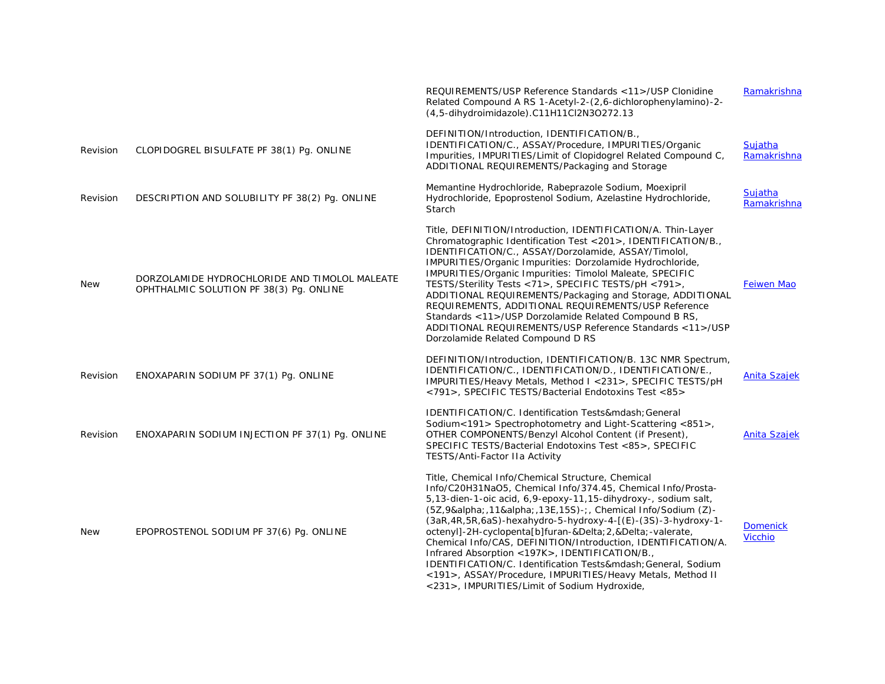| | | | |
|---|---|---|---|
| | | REQUIREMENTS/USP Reference Standards <11>/USP Clonidine Related Compound A RS 1-Acetyl-2-(2,6-dichlorophenylamino)-2-(4,5-dihydroimidazole).C11H11Cl2N3O272.13 | Ramakrishna |
| Revision | CLOPIDOGREL BISULFATE PF 38(1) Pg. ONLINE | DEFINITION/Introduction, IDENTIFICATION/B., IDENTIFICATION/C., ASSAY/Procedure, IMPURITIES/Organic Impurities, IMPURITIES/Limit of Clopidogrel Related Compound C, ADDITIONAL REQUIREMENTS/Packaging and Storage | Sujatha Ramakrishna |
| Revision | DESCRIPTION AND SOLUBILITY PF 38(2) Pg. ONLINE | Memantine Hydrochloride, Rabeprazole Sodium, Moexipril Hydrochloride, Epoprostenol Sodium, Azelastine Hydrochloride, Starch | Sujatha Ramakrishna |
| New | DORZOLAMIDE HYDROCHLORIDE AND TIMOLOL MALEATE OPHTHALMIC SOLUTION PF 38(3) Pg. ONLINE | Title, DEFINITION/Introduction, IDENTIFICATION/A. Thin-Layer Chromatographic Identification Test <201>, IDENTIFICATION/B., IDENTIFICATION/C., ASSAY/Dorzolamide, ASSAY/Timolol, IMPURITIES/Organic Impurities: Dorzolamide Hydrochloride, IMPURITIES/Organic Impurities: Timolol Maleate, SPECIFIC TESTS/Sterility Tests <71>, SPECIFIC TESTS/pH <791>, ADDITIONAL REQUIREMENTS/Packaging and Storage, ADDITIONAL REQUIREMENTS, ADDITIONAL REQUIREMENTS/USP Reference Standards <11>/USP Dorzolamide Related Compound B RS, ADDITIONAL REQUIREMENTS/USP Reference Standards <11>/USP Dorzolamide Related Compound D RS | Feiwen Mao |
| Revision | ENOXAPARIN SODIUM PF 37(1) Pg. ONLINE | DEFINITION/Introduction, IDENTIFICATION/B. 13C NMR Spectrum, IDENTIFICATION/C., IDENTIFICATION/D., IDENTIFICATION/E., IMPURITIES/Heavy Metals, Method I <231>, SPECIFIC TESTS/pH <791>, SPECIFIC TESTS/Bacterial Endotoxins Test <85> | Anita Szajek |
| Revision | ENOXAPARIN SODIUM INJECTION PF 37(1) Pg. ONLINE | IDENTIFICATION/C. Identification Tests&mdash;General Sodium<191> Spectrophotometry and Light-Scattering <851>, OTHER COMPONENTS/Benzyl Alcohol Content (if Present), SPECIFIC TESTS/Bacterial Endotoxins Test <85>, SPECIFIC TESTS/Anti-Factor IIa Activity | Anita Szajek |
| New | EPOPROSTENOL SODIUM PF 37(6) Pg. ONLINE | Title, Chemical Info/Chemical Structure, Chemical Info/C20H31NaO5, Chemical Info/374.45, Chemical Info/Prosta-5,13-dien-1-oic acid, 6,9-epoxy-11,15-dihydroxy-, sodium salt, (5Z,9&alpha;,11&alpha;,13E,15S)-;, Chemical Info/Sodium (Z)-(3aR,4R,5R,6aS)-hexahydro-5-hydroxy-4-[(E)-(3S)-3-hydroxy-1-octenyl]-2H-cyclopenta[b]furan-&Delta;2,&Delta;-valerate, Chemical Info/CAS, DEFINITION/Introduction, IDENTIFICATION/A. Infrared Absorption <197K>, IDENTIFICATION/B., IDENTIFICATION/C. Identification Tests&mdash;General, Sodium <191>, ASSAY/Procedure, IMPURITIES/Heavy Metals, Method II <231>, IMPURITIES/Limit of Sodium Hydroxide, | Domenick Vicchio |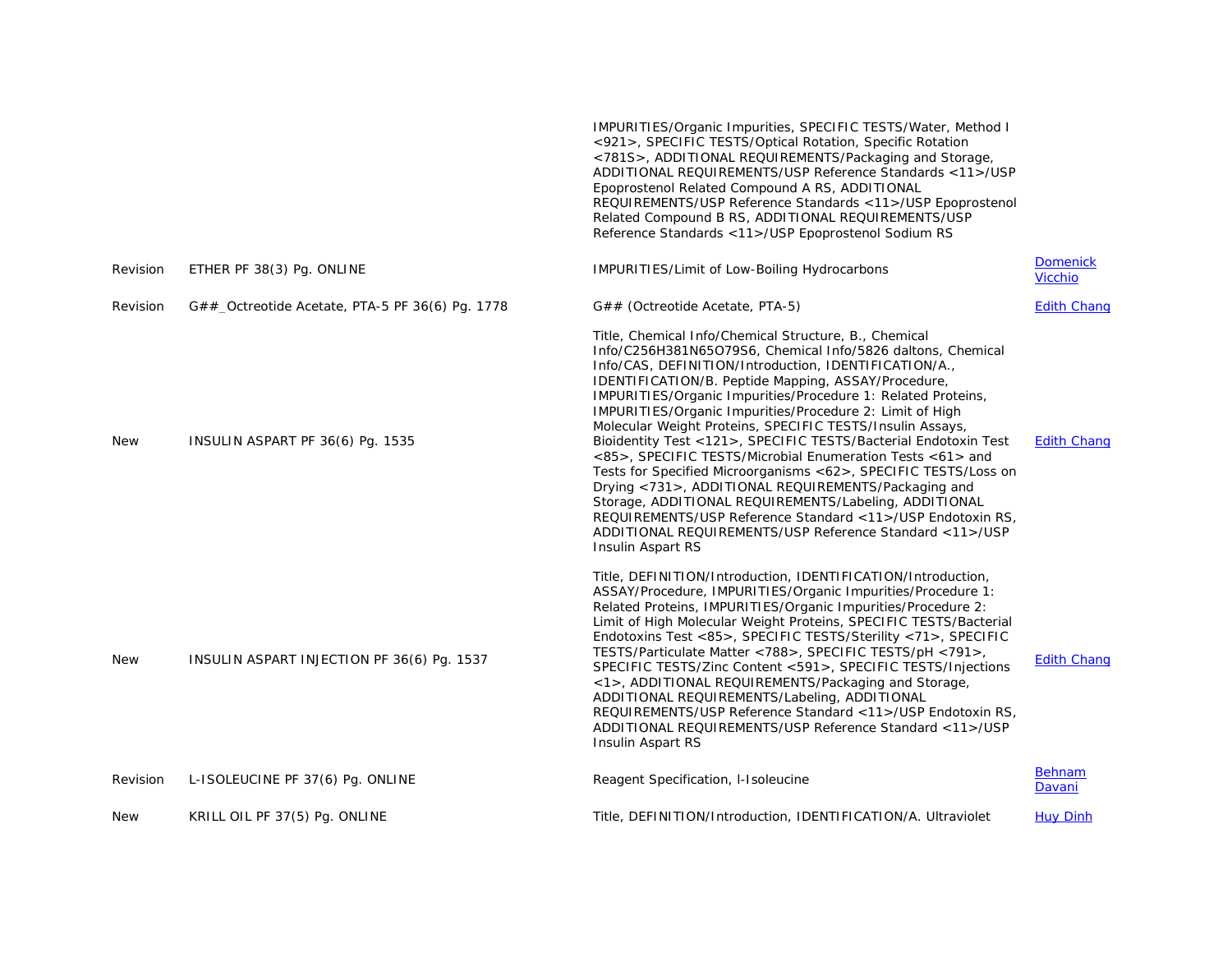| | | | |
|---|---|---|---|
| | | IMPURITIES/Organic Impurities, SPECIFIC TESTS/Water, Method I <921>, SPECIFIC TESTS/Optical Rotation, Specific Rotation <781S>, ADDITIONAL REQUIREMENTS/Packaging and Storage, ADDITIONAL REQUIREMENTS/USP Reference Standards <11>/USP Epoprostenol Related Compound A RS, ADDITIONAL REQUIREMENTS/USP Reference Standards <11>/USP Epoprostenol Related Compound B RS, ADDITIONAL REQUIREMENTS/USP Reference Standards <11>/USP Epoprostenol Sodium RS | |
| Revision | ETHER PF 38(3) Pg. ONLINE | IMPURITIES/Limit of Low-Boiling Hydrocarbons | Domenick Vicchio |
| Revision | G##_Octreotide Acetate, PTA-5 PF 36(6) Pg. 1778 | G## (Octreotide Acetate, PTA-5) | Edith Chang |
| New | INSULIN ASPART PF 36(6) Pg. 1535 | Title, Chemical Info/Chemical Structure, B., Chemical Info/C256H381N65O79S6, Chemical Info/5826 daltons, Chemical Info/CAS, DEFINITION/Introduction, IDENTIFICATION/A., IDENTIFICATION/B. Peptide Mapping, ASSAY/Procedure, IMPURITIES/Organic Impurities/Procedure 1: Related Proteins, IMPURITIES/Organic Impurities/Procedure 2: Limit of High Molecular Weight Proteins, SPECIFIC TESTS/Insulin Assays, Bioidentity Test <121>, SPECIFIC TESTS/Bacterial Endotoxin Test <85>, SPECIFIC TESTS/Microbial Enumeration Tests <61> and Tests for Specified Microorganisms <62>, SPECIFIC TESTS/Loss on Drying <731>, ADDITIONAL REQUIREMENTS/Packaging and Storage, ADDITIONAL REQUIREMENTS/Labeling, ADDITIONAL REQUIREMENTS/USP Reference Standard <11>/USP Endotoxin RS, ADDITIONAL REQUIREMENTS/USP Reference Standard <11>/USP Insulin Aspart RS | Edith Chang |
| New | INSULIN ASPART INJECTION PF 36(6) Pg. 1537 | Title, DEFINITION/Introduction, IDENTIFICATION/Introduction, ASSAY/Procedure, IMPURITIES/Organic Impurities/Procedure 1: Related Proteins, IMPURITIES/Organic Impurities/Procedure 2: Limit of High Molecular Weight Proteins, SPECIFIC TESTS/Bacterial Endotoxins Test <85>, SPECIFIC TESTS/Sterility <71>, SPECIFIC TESTS/Particulate Matter <788>, SPECIFIC TESTS/pH <791>, SPECIFIC TESTS/Zinc Content <591>, SPECIFIC TESTS/Injections <1>, ADDITIONAL REQUIREMENTS/Packaging and Storage, ADDITIONAL REQUIREMENTS/Labeling, ADDITIONAL REQUIREMENTS/USP Reference Standard <11>/USP Endotoxin RS, ADDITIONAL REQUIREMENTS/USP Reference Standard <11>/USP Insulin Aspart RS | Edith Chang |
| Revision | L-ISOLEUCINE PF 37(6) Pg. ONLINE | Reagent Specification, l-Isoleucine | Behnam Davani |
| New | KRILL OIL PF 37(5) Pg. ONLINE | Title, DEFINITION/Introduction, IDENTIFICATION/A. Ultraviolet | Huy Dinh |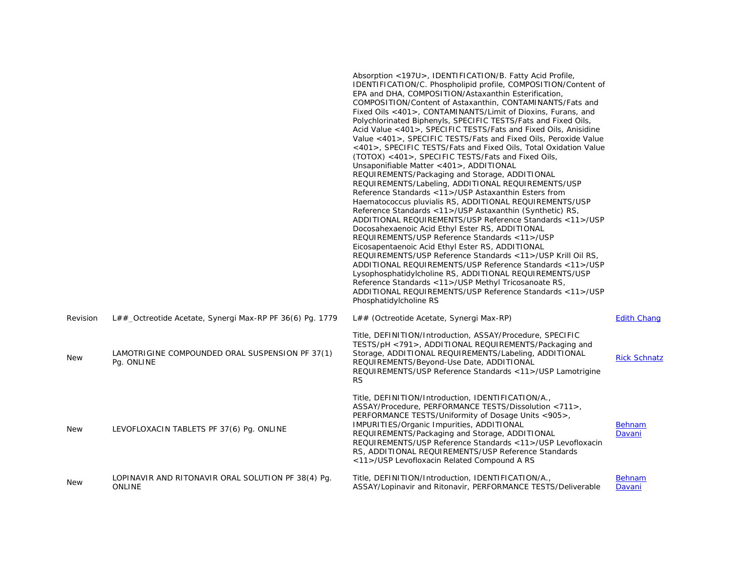| | | | |
|---|---|---|---|
| | | Absorption <197U>, IDENTIFICATION/B. Fatty Acid Profile, IDENTIFICATION/C. Phospholipid profile, COMPOSITION/Content of EPA and DHA, COMPOSITION/Astaxanthin Esterification, COMPOSITION/Content of Astaxanthin, CONTAMINANTS/Fats and Fixed Oils <401>, CONTAMINANTS/Limit of Dioxins, Furans, and Polychlorinated Biphenyls, SPECIFIC TESTS/Fats and Fixed Oils, Acid Value <401>, SPECIFIC TESTS/Fats and Fixed Oils, Anisidine Value <401>, SPECIFIC TESTS/Fats and Fixed Oils, Peroxide Value <401>, SPECIFIC TESTS/Fats and Fixed Oils, Total Oxidation Value (TOTOX) <401>, SPECIFIC TESTS/Fats and Fixed Oils, Unsaponifiable Matter <401>, ADDITIONAL REQUIREMENTS/Packaging and Storage, ADDITIONAL REQUIREMENTS/Labeling, ADDITIONAL REQUIREMENTS/USP Reference Standards <11>/USP Astaxanthin Esters from Haematococcus pluvialis RS, ADDITIONAL REQUIREMENTS/USP Reference Standards <11>/USP Astaxanthin (Synthetic) RS, ADDITIONAL REQUIREMENTS/USP Reference Standards <11>/USP Docosahexaenoic Acid Ethyl Ester RS, ADDITIONAL REQUIREMENTS/USP Reference Standards <11>/USP Eicosapentaenoic Acid Ethyl Ester RS, ADDITIONAL REQUIREMENTS/USP Reference Standards <11>/USP Krill Oil RS, ADDITIONAL REQUIREMENTS/USP Reference Standards <11>/USP Lysophosphatidylcholine RS, ADDITIONAL REQUIREMENTS/USP Reference Standards <11>/USP Methyl Tricosanoate RS, ADDITIONAL REQUIREMENTS/USP Reference Standards <11>/USP Phosphatidylcholine RS | |
| Revision | L##_Octreotide Acetate, Synergi Max-RP PF 36(6) Pg. 1779 | L## (Octreotide Acetate, Synergi Max-RP) | Edith Chang |
| New | LAMOTRIGINE COMPOUNDED ORAL SUSPENSION PF 37(1) Pg. ONLINE | Title, DEFINITION/Introduction, ASSAY/Procedure, SPECIFIC TESTS/pH <791>, ADDITIONAL REQUIREMENTS/Packaging and Storage, ADDITIONAL REQUIREMENTS/Labeling, ADDITIONAL REQUIREMENTS/Beyond-Use Date, ADDITIONAL REQUIREMENTS/USP Reference Standards <11>/USP Lamotrigine RS | Rick Schnatz |
| New | LEVOFLOXACIN TABLETS PF 37(6) Pg. ONLINE | Title, DEFINITION/Introduction, IDENTIFICATION/A., ASSAY/Procedure, PERFORMANCE TESTS/Dissolution <711>, PERFORMANCE TESTS/Uniformity of Dosage Units <905>, IMPURITIES/Organic Impurities, ADDITIONAL REQUIREMENTS/Packaging and Storage, ADDITIONAL REQUIREMENTS/USP Reference Standards <11>/USP Levofloxacin RS, ADDITIONAL REQUIREMENTS/USP Reference Standards <11>/USP Levofloxacin Related Compound A RS | Behnam Davani |
| New | LOPINAVIR AND RITONAVIR ORAL SOLUTION PF 38(4) Pg. ONLINE | Title, DEFINITION/Introduction, IDENTIFICATION/A., ASSAY/Lopinavir and Ritonavir, PERFORMANCE TESTS/Deliverable | Behnam Davani |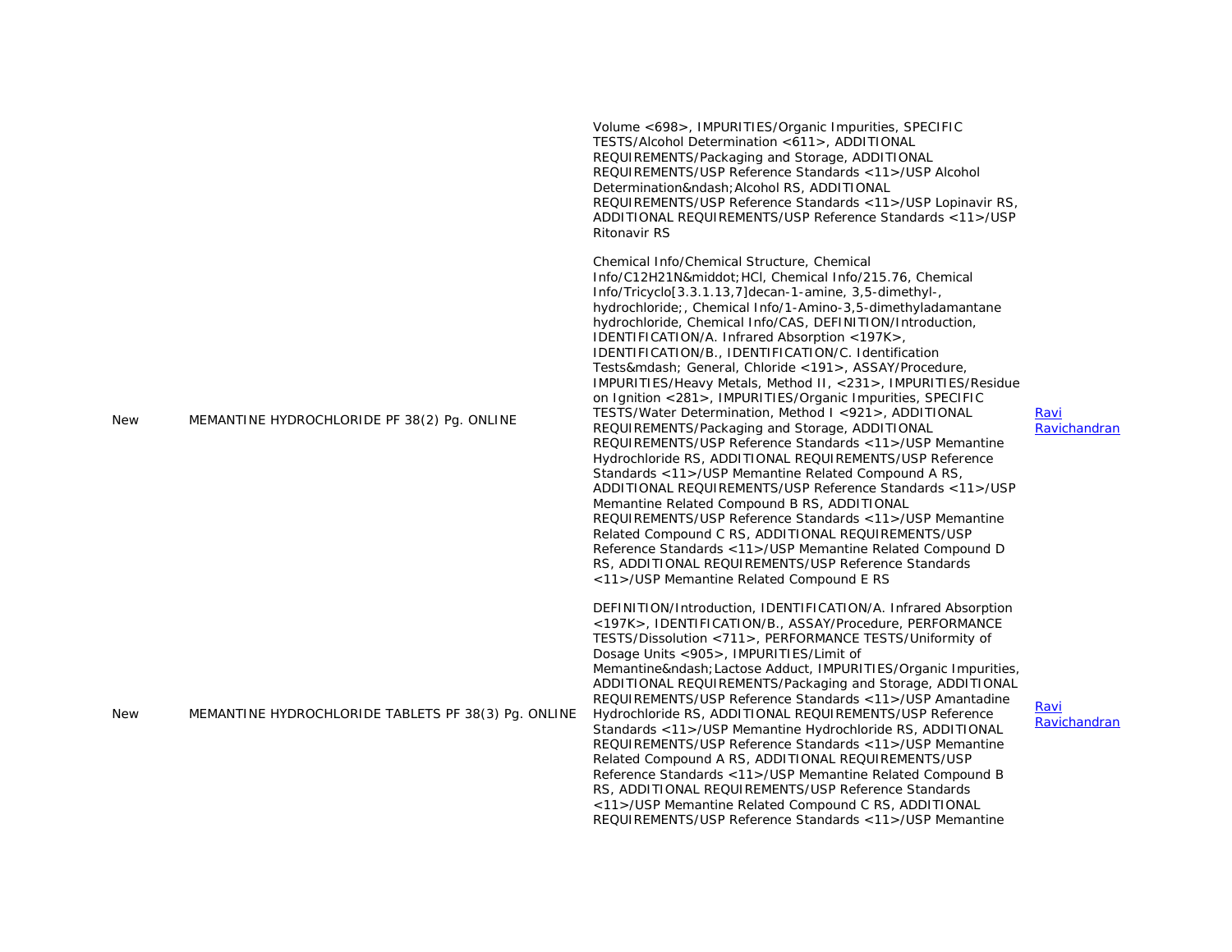| | | | |
|---|---|---|---|
| | | Volume <698>, IMPURITIES/Organic Impurities, SPECIFIC TESTS/Alcohol Determination <611>, ADDITIONAL REQUIREMENTS/Packaging and Storage, ADDITIONAL REQUIREMENTS/USP Reference Standards <11>/USP Alcohol Determination&ndash;Alcohol RS, ADDITIONAL REQUIREMENTS/USP Reference Standards <11>/USP Lopinavir RS, ADDITIONAL REQUIREMENTS/USP Reference Standards <11>/USP Ritonavir RS | |
| New | MEMANTINE HYDROCHLORIDE PF 38(2) Pg. ONLINE | Chemical Info/Chemical Structure, Chemical Info/C12H21N&middot;HCl, Chemical Info/215.76, Chemical Info/Tricyclo[3.3.1.13,7]decan-1-amine, 3,5-dimethyl-, hydrochloride;, Chemical Info/1-Amino-3,5-dimethyladamantane hydrochloride, Chemical Info/CAS, DEFINITION/Introduction, IDENTIFICATION/A. Infrared Absorption <197K>, IDENTIFICATION/B., IDENTIFICATION/C. Identification Tests&mdash; General, Chloride <191>, ASSAY/Procedure, IMPURITIES/Heavy Metals, Method II, <231>, IMPURITIES/Residue on Ignition <281>, IMPURITIES/Organic Impurities, SPECIFIC TESTS/Water Determination, Method I <921>, ADDITIONAL REQUIREMENTS/Packaging and Storage, ADDITIONAL REQUIREMENTS/USP Reference Standards <11>/USP Memantine Hydrochloride RS, ADDITIONAL REQUIREMENTS/USP Reference Standards <11>/USP Memantine Related Compound A RS, ADDITIONAL REQUIREMENTS/USP Reference Standards <11>/USP Memantine Related Compound B RS, ADDITIONAL REQUIREMENTS/USP Reference Standards <11>/USP Memantine Related Compound C RS, ADDITIONAL REQUIREMENTS/USP Reference Standards <11>/USP Memantine Related Compound D RS, ADDITIONAL REQUIREMENTS/USP Reference Standards <11>/USP Memantine Related Compound E RS | Ravi Ravichandran |
| New | MEMANTINE HYDROCHLORIDE TABLETS PF 38(3) Pg. ONLINE | DEFINITION/Introduction, IDENTIFICATION/A. Infrared Absorption <197K>, IDENTIFICATION/B., ASSAY/Procedure, PERFORMANCE TESTS/Dissolution <711>, PERFORMANCE TESTS/Uniformity of Dosage Units <905>, IMPURITIES/Limit of Memantine&ndash;Lactose Adduct, IMPURITIES/Organic Impurities, ADDITIONAL REQUIREMENTS/Packaging and Storage, ADDITIONAL REQUIREMENTS/USP Reference Standards <11>/USP Amantadine Hydrochloride RS, ADDITIONAL REQUIREMENTS/USP Reference Standards <11>/USP Memantine Hydrochloride RS, ADDITIONAL REQUIREMENTS/USP Reference Standards <11>/USP Memantine Related Compound A RS, ADDITIONAL REQUIREMENTS/USP Reference Standards <11>/USP Memantine Related Compound B RS, ADDITIONAL REQUIREMENTS/USP Reference Standards <11>/USP Memantine Related Compound C RS, ADDITIONAL REQUIREMENTS/USP Reference Standards <11>/USP Memantine | Ravi Ravichandran |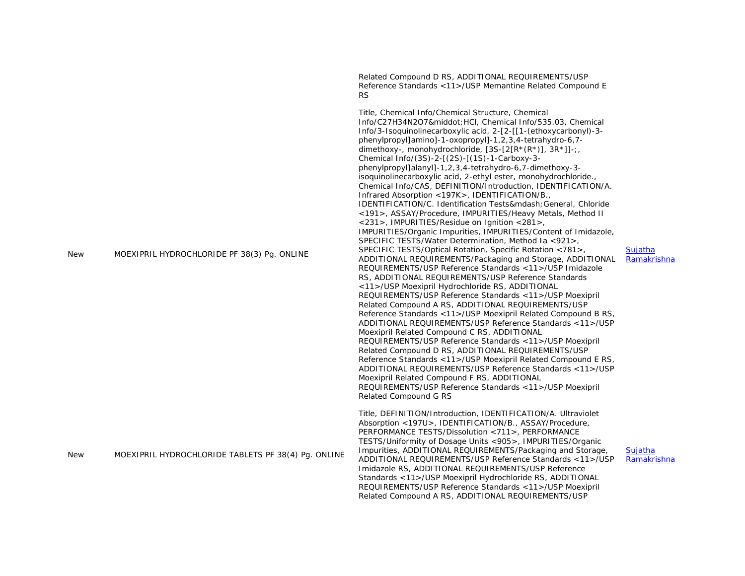| | | | |
|---|---|---|---|
| | | Related Compound D RS, ADDITIONAL REQUIREMENTS/USP Reference Standards <11>/USP Memantine Related Compound E RS | |
| New | MOEXIPRIL HYDROCHLORIDE PF 38(3) Pg. ONLINE | Title, Chemical Info/Chemical Structure, Chemical Info/C27H34N2O7&middot;HCl, Chemical Info/535.03, Chemical Info/3-Isoquinolinecarboxylic acid, 2-[2-[[1-(ethoxycarbonyl)-3-phenylpropyl]amino]-1-oxopropyl]-1,2,3,4-tetrahydro-6,7-dimethoxy-, monohydrochloride, [3S-[2[R*(R*)], 3R*]]-;, Chemical Info/(3S)-2-[(2S)-[(1S)-1-Carboxy-3-phenylpropyl]alanyl]-1,2,3,4-tetrahydro-6,7-dimethoxy-3-isoquinolinecarboxylic acid, 2-ethyl ester, monohydrochloride., Chemical Info/CAS, DEFINITION/Introduction, IDENTIFICATION/A. Infrared Absorption <197K>, IDENTIFICATION/B., IDENTIFICATION/C. Identification Tests&mdash;General, Chloride <191>, ASSAY/Procedure, IMPURITIES/Heavy Metals, Method II <231>, IMPURITIES/Residue on Ignition <281>, IMPURITIES/Organic Impurities, IMPURITIES/Content of Imidazole, SPECIFIC TESTS/Water Determination, Method Ia <921>, SPECIFIC TESTS/Optical Rotation, Specific Rotation <781>, ADDITIONAL REQUIREMENTS/Packaging and Storage, ADDITIONAL REQUIREMENTS/USP Reference Standards <11>/USP Imidazole RS, ADDITIONAL REQUIREMENTS/USP Reference Standards <11>/USP Moexipril Hydrochloride RS, ADDITIONAL REQUIREMENTS/USP Reference Standards <11>/USP Moexipril Related Compound A RS, ADDITIONAL REQUIREMENTS/USP Reference Standards <11>/USP Moexipril Related Compound B RS, ADDITIONAL REQUIREMENTS/USP Reference Standards <11>/USP Moexipril Related Compound C RS, ADDITIONAL REQUIREMENTS/USP Reference Standards <11>/USP Moexipril Related Compound D RS, ADDITIONAL REQUIREMENTS/USP Reference Standards <11>/USP Moexipril Related Compound E RS, ADDITIONAL REQUIREMENTS/USP Reference Standards <11>/USP Moexipril Related Compound F RS, ADDITIONAL REQUIREMENTS/USP Reference Standards <11>/USP Moexipril Related Compound G RS | Sujatha Ramakrishna |
| New | MOEXIPRIL HYDROCHLORIDE TABLETS PF 38(4) Pg. ONLINE | Title, DEFINITION/Introduction, IDENTIFICATION/A. Ultraviolet Absorption <197U>, IDENTIFICATION/B., ASSAY/Procedure, PERFORMANCE TESTS/Dissolution <711>, PERFORMANCE TESTS/Uniformity of Dosage Units <905>, IMPURITIES/Organic Impurities, ADDITIONAL REQUIREMENTS/Packaging and Storage, ADDITIONAL REQUIREMENTS/USP Reference Standards <11>/USP Imidazole RS, ADDITIONAL REQUIREMENTS/USP Reference Standards <11>/USP Moexipril Hydrochloride RS, ADDITIONAL REQUIREMENTS/USP Reference Standards <11>/USP Moexipril Related Compound A RS, ADDITIONAL REQUIREMENTS/USP | Sujatha Ramakrishna |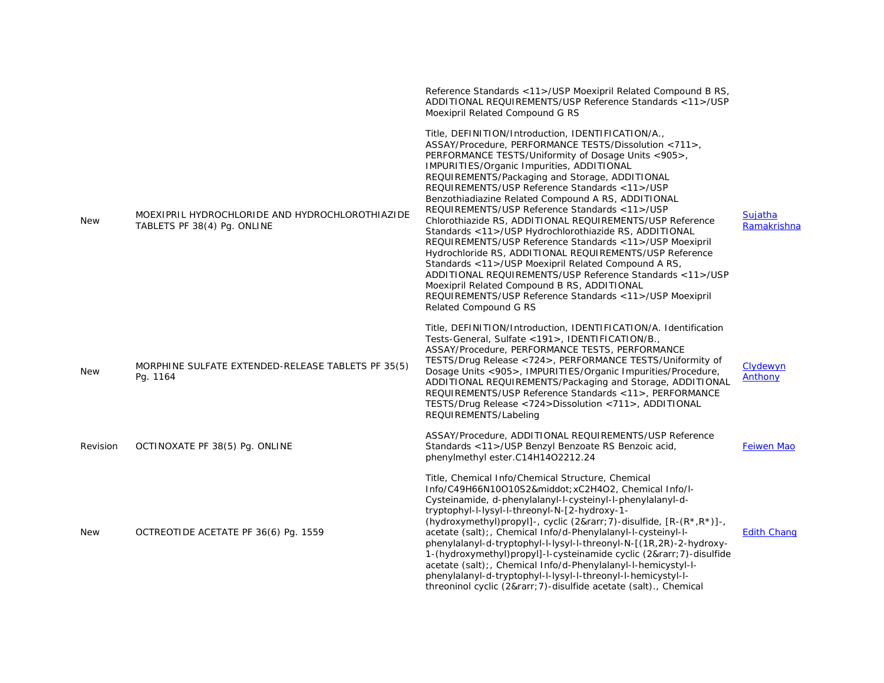| | | | |
|---|---|---|---|
| | | Reference Standards <11>/USP Moexipril Related Compound B RS, ADDITIONAL REQUIREMENTS/USP Reference Standards <11>/USP Moexipril Related Compound G RS | |
| New | MOEXIPRIL HYDROCHLORIDE AND HYDROCHLOROTHIAZIDE TABLETS PF 38(4) Pg. ONLINE | Title, DEFINITION/Introduction, IDENTIFICATION/A., ASSAY/Procedure, PERFORMANCE TESTS/Dissolution <711>, PERFORMANCE TESTS/Uniformity of Dosage Units <905>, IMPURITIES/Organic Impurities, ADDITIONAL REQUIREMENTS/Packaging and Storage, ADDITIONAL REQUIREMENTS/USP Reference Standards <11>/USP Benzothiadiazine Related Compound A RS, ADDITIONAL REQUIREMENTS/USP Reference Standards <11>/USP Chlorothiazide RS, ADDITIONAL REQUIREMENTS/USP Reference Standards <11>/USP Hydrochlorothiazide RS, ADDITIONAL REQUIREMENTS/USP Reference Standards <11>/USP Moexipril Hydrochloride RS, ADDITIONAL REQUIREMENTS/USP Reference Standards <11>/USP Moexipril Related Compound A RS, ADDITIONAL REQUIREMENTS/USP Reference Standards <11>/USP Moexipril Related Compound B RS, ADDITIONAL REQUIREMENTS/USP Reference Standards <11>/USP Moexipril Related Compound G RS | Sujatha Ramakrishna |
| New | MORPHINE SULFATE EXTENDED-RELEASE TABLETS PF 35(5) Pg. 1164 | Title, DEFINITION/Introduction, IDENTIFICATION/A. Identification Tests-General, Sulfate <191>, IDENTIFICATION/B., ASSAY/Procedure, PERFORMANCE TESTS, PERFORMANCE TESTS/Drug Release <724>, PERFORMANCE TESTS/Uniformity of Dosage Units <905>, IMPURITIES/Organic Impurities/Procedure, ADDITIONAL REQUIREMENTS/Packaging and Storage, ADDITIONAL REQUIREMENTS/USP Reference Standards <11>, PERFORMANCE TESTS/Drug Release <724>Dissolution <711>, ADDITIONAL REQUIREMENTS/Labeling | Clydewyn Anthony |
| Revision | OCTINOXATE PF 38(5) Pg. ONLINE | ASSAY/Procedure, ADDITIONAL REQUIREMENTS/USP Reference Standards <11>/USP Benzyl Benzoate RS Benzoic acid, phenylmethyl ester.C14H14O2212.24 | Feiwen Mao |
| New | OCTREOTIDE ACETATE PF 36(6) Pg. 1559 | Title, Chemical Info/Chemical Structure, Chemical Info/C49H66N10O10S2&middot;xC2H4O2, Chemical Info/l-Cysteinamide, d-phenylalanyl-l-cysteinyl-l-phenylalanyl-d-tryptophyl-l-lysyl-l-threonyl-N-[2-hydroxy-1-(hydroxymethyl)propyl]-, cyclic (2&rarr;7)-disulfide, [R-(R*,R*)]-, acetate (salt);, Chemical Info/d-Phenylalanyl-l-cysteinyl-l-phenylalanyl-d-tryptophyl-l-lysyl-l-threonyl-N-[(1R,2R)-2-hydroxy-1-(hydroxymethyl)propyl]-l-cysteinamide cyclic (2&rarr;7)-disulfide acetate (salt);, Chemical Info/d-Phenylalanyl-l-hemicystyl-l-phenylalanyl-d-tryptophyl-l-lysyl-l-threonyl-l-hemicystyl-l-threoninol cyclic (2&rarr;7)-disulfide acetate (salt)., Chemical | Edith Chang |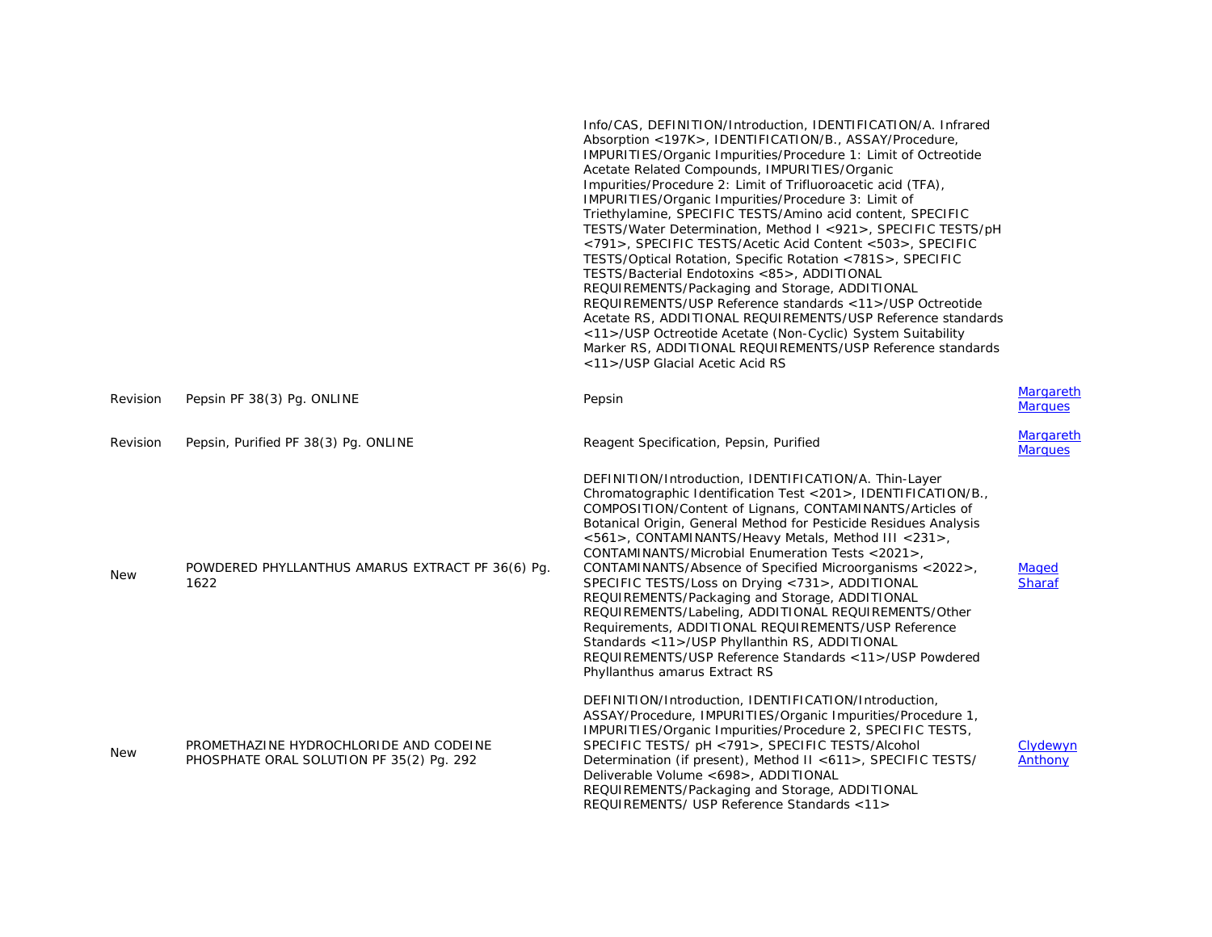| | | | |
|---|---|---|---|
| | | Info/CAS, DEFINITION/Introduction, IDENTIFICATION/A. Infrared Absorption <197K>, IDENTIFICATION/B., ASSAY/Procedure, IMPURITIES/Organic Impurities/Procedure 1: Limit of Octreotide Acetate Related Compounds, IMPURITIES/Organic Impurities/Procedure 2: Limit of Trifluoroacetic acid (TFA), IMPURITIES/Organic Impurities/Procedure 3: Limit of Triethylamine, SPECIFIC TESTS/Amino acid content, SPECIFIC TESTS/Water Determination, Method I <921>, SPECIFIC TESTS/pH <791>, SPECIFIC TESTS/Acetic Acid Content <503>, SPECIFIC TESTS/Optical Rotation, Specific Rotation <781S>, SPECIFIC TESTS/Bacterial Endotoxins <85>, ADDITIONAL REQUIREMENTS/Packaging and Storage, ADDITIONAL REQUIREMENTS/USP Reference standards <11>/USP Octreotide Acetate RS, ADDITIONAL REQUIREMENTS/USP Reference standards <11>/USP Octreotide Acetate (Non-Cyclic) System Suitability Marker RS, ADDITIONAL REQUIREMENTS/USP Reference standards <11>/USP Glacial Acetic Acid RS | |
| Revision | Pepsin PF 38(3) Pg. ONLINE | Pepsin | Margareth Marques |
| Revision | Pepsin, Purified PF 38(3) Pg. ONLINE | Reagent Specification, Pepsin, Purified | Margareth Marques |
| New | POWDERED PHYLLANTHUS AMARUS EXTRACT PF 36(6) Pg. 1622 | DEFINITION/Introduction, IDENTIFICATION/A. Thin-Layer Chromatographic Identification Test <201>, IDENTIFICATION/B., COMPOSITION/Content of Lignans, CONTAMINANTS/Articles of Botanical Origin, General Method for Pesticide Residues Analysis <561>, CONTAMINANTS/Heavy Metals, Method III <231>, CONTAMINANTS/Microbial Enumeration Tests <2021>, CONTAMINANTS/Absence of Specified Microorganisms <2022>, SPECIFIC TESTS/Loss on Drying <731>, ADDITIONAL REQUIREMENTS/Packaging and Storage, ADDITIONAL REQUIREMENTS/Labeling, ADDITIONAL REQUIREMENTS/Other Requirements, ADDITIONAL REQUIREMENTS/USP Reference Standards <11>/USP Phyllanthin RS, ADDITIONAL REQUIREMENTS/USP Reference Standards <11>/USP Powdered Phyllanthus amarus Extract RS | Maged Sharaf |
| New | PROMETHAZINE HYDROCHLORIDE AND CODEINE PHOSPHATE ORAL SOLUTION PF 35(2) Pg. 292 | DEFINITION/Introduction, IDENTIFICATION/Introduction, ASSAY/Procedure, IMPURITIES/Organic Impurities/Procedure 1, IMPURITIES/Organic Impurities/Procedure 2, SPECIFIC TESTS, SPECIFIC TESTS/ pH <791>, SPECIFIC TESTS/Alcohol Determination (if present), Method II <611>, SPECIFIC TESTS/ Deliverable Volume <698>, ADDITIONAL REQUIREMENTS/Packaging and Storage, ADDITIONAL REQUIREMENTS/ USP Reference Standards <11> | Clydewyn Anthony |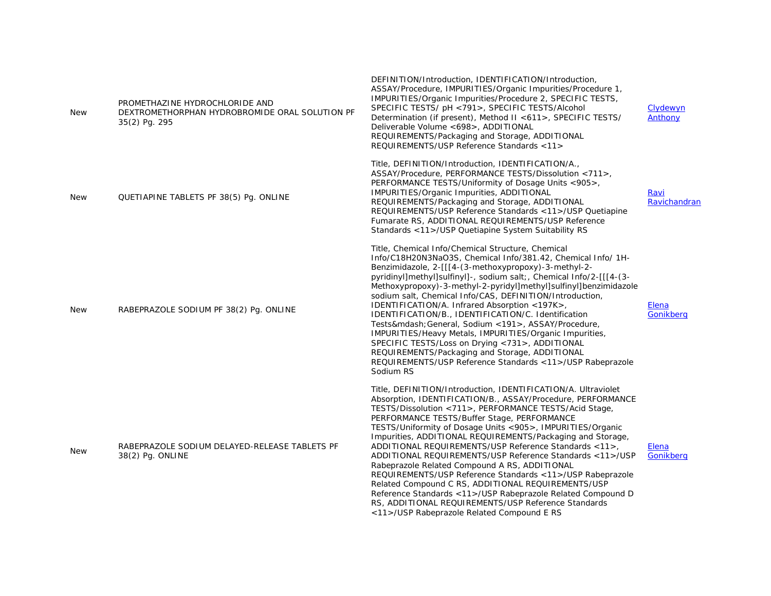| | | | |
|---|---|---|---|
| New | PROMETHAZINE HYDROCHLORIDE AND DEXTROMETHORPHAN HYDROBROMIDE ORAL SOLUTION PF 35(2) Pg. 295 | DEFINITION/Introduction, IDENTIFICATION/Introduction, ASSAY/Procedure, IMPURITIES/Organic Impurities/Procedure 1, IMPURITIES/Organic Impurities/Procedure 2, SPECIFIC TESTS, SPECIFIC TESTS/ pH <791>, SPECIFIC TESTS/Alcohol Determination (if present), Method II <611>, SPECIFIC TESTS/ Deliverable Volume <698>, ADDITIONAL REQUIREMENTS/Packaging and Storage, ADDITIONAL REQUIREMENTS/USP Reference Standards <11> | Clydewyn Anthony |
| New | QUETIAPINE TABLETS PF 38(5) Pg. ONLINE | Title, DEFINITION/Introduction, IDENTIFICATION/A., ASSAY/Procedure, PERFORMANCE TESTS/Dissolution <711>, PERFORMANCE TESTS/Uniformity of Dosage Units <905>, IMPURITIES/Organic Impurities, ADDITIONAL REQUIREMENTS/Packaging and Storage, ADDITIONAL REQUIREMENTS/USP Reference Standards <11>/USP Quetiapine Fumarate RS, ADDITIONAL REQUIREMENTS/USP Reference Standards <11>/USP Quetiapine System Suitability RS | Ravi Ravichandran |
| New | RABEPRAZOLE SODIUM PF 38(2) Pg. ONLINE | Title, Chemical Info/Chemical Structure, Chemical Info/C18H20N3NaO3S, Chemical Info/381.42, Chemical Info/ 1H-Benzimidazole, 2-[[[4-(3-methoxypropoxy)-3-methyl-2-pyridinyl]methyl]sulfinyl]-, sodium salt;, Chemical Info/2-[[[4-(3-Methoxypropoxy)-3-methyl-2-pyridyl]methyl]sulfinyl]benzimidazole sodium salt, Chemical Info/CAS, DEFINITION/Introduction, IDENTIFICATION/A. Infrared Absorption <197K>, IDENTIFICATION/B., IDENTIFICATION/C. Identification Tests&mdash;General, Sodium <191>, ASSAY/Procedure, IMPURITIES/Heavy Metals, IMPURITIES/Organic Impurities, SPECIFIC TESTS/Loss on Drying <731>, ADDITIONAL REQUIREMENTS/Packaging and Storage, ADDITIONAL REQUIREMENTS/USP Reference Standards <11>/USP Rabeprazole Sodium RS | Elena Gonikberg |
| New | RABEPRAZOLE SODIUM DELAYED-RELEASE TABLETS PF 38(2) Pg. ONLINE | Title, DEFINITION/Introduction, IDENTIFICATION/A. Ultraviolet Absorption, IDENTIFICATION/B., ASSAY/Procedure, PERFORMANCE TESTS/Dissolution <711>, PERFORMANCE TESTS/Acid Stage, PERFORMANCE TESTS/Buffer Stage, PERFORMANCE TESTS/Uniformity of Dosage Units <905>, IMPURITIES/Organic Impurities, ADDITIONAL REQUIREMENTS/Packaging and Storage, ADDITIONAL REQUIREMENTS/USP Reference Standards <11>, ADDITIONAL REQUIREMENTS/USP Reference Standards <11>/USP Rabeprazole Related Compound A RS, ADDITIONAL REQUIREMENTS/USP Reference Standards <11>/USP Rabeprazole Related Compound C RS, ADDITIONAL REQUIREMENTS/USP Reference Standards <11>/USP Rabeprazole Related Compound D RS, ADDITIONAL REQUIREMENTS/USP Reference Standards <11>/USP Rabeprazole Related Compound E RS | Elena Gonikberg |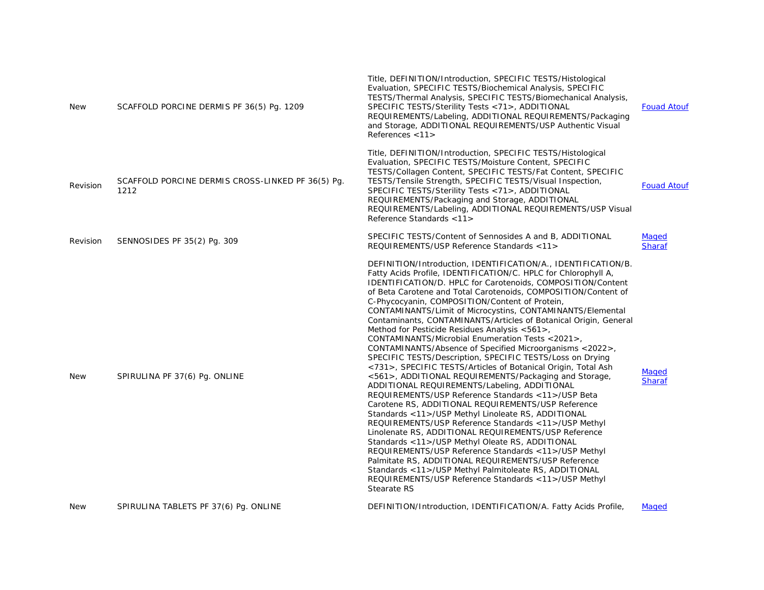| | | | |
|---|---|---|---|
| New | SCAFFOLD PORCINE DERMIS PF 36(5) Pg. 1209 | Title, DEFINITION/Introduction, SPECIFIC TESTS/Histological Evaluation, SPECIFIC TESTS/Biochemical Analysis, SPECIFIC TESTS/Thermal Analysis, SPECIFIC TESTS/Biomechanical Analysis, SPECIFIC TESTS/Sterility Tests <71>, ADDITIONAL REQUIREMENTS/Labeling, ADDITIONAL REQUIREMENTS/Packaging and Storage, ADDITIONAL REQUIREMENTS/USP Authentic Visual References <11> | Fouad Atouf |
| Revision | SCAFFOLD PORCINE DERMIS CROSS-LINKED PF 36(5) Pg. 1212 | Title, DEFINITION/Introduction, SPECIFIC TESTS/Histological Evaluation, SPECIFIC TESTS/Moisture Content, SPECIFIC TESTS/Collagen Content, SPECIFIC TESTS/Fat Content, SPECIFIC TESTS/Tensile Strength, SPECIFIC TESTS/Visual Inspection, SPECIFIC TESTS/Sterility Tests <71>, ADDITIONAL REQUIREMENTS/Packaging and Storage, ADDITIONAL REQUIREMENTS/Labeling, ADDITIONAL REQUIREMENTS/USP Visual Reference Standards <11> | Fouad Atouf |
| Revision | SENNOSIDES PF 35(2) Pg. 309 | SPECIFIC TESTS/Content of Sennosides A and B, ADDITIONAL REQUIREMENTS/USP Reference Standards <11> | Maged Sharaf |
| New | SPIRULINA PF 37(6) Pg. ONLINE | DEFINITION/Introduction, IDENTIFICATION/A., IDENTIFICATION/B. Fatty Acids Profile, IDENTIFICATION/C. HPLC for Chlorophyll A, IDENTIFICATION/D. HPLC for Carotenoids, COMPOSITION/Content of Beta Carotene and Total Carotenoids, COMPOSITION/Content of C-Phycocyanin, COMPOSITION/Content of Protein, CONTAMINANTS/Limit of Microcystins, CONTAMINANTS/Elemental Contaminants, CONTAMINANTS/Articles of Botanical Origin, General Method for Pesticide Residues Analysis <561>, CONTAMINANTS/Microbial Enumeration Tests <2021>, CONTAMINANTS/Absence of Specified Microorganisms <2022>, SPECIFIC TESTS/Description, SPECIFIC TESTS/Loss on Drying <731>, SPECIFIC TESTS/Articles of Botanical Origin, Total Ash <561>, ADDITIONAL REQUIREMENTS/Packaging and Storage, ADDITIONAL REQUIREMENTS/Labeling, ADDITIONAL REQUIREMENTS/USP Reference Standards <11>/USP Beta Carotene RS, ADDITIONAL REQUIREMENTS/USP Reference Standards <11>/USP Methyl Linoleate RS, ADDITIONAL REQUIREMENTS/USP Reference Standards <11>/USP Methyl Linolenate RS, ADDITIONAL REQUIREMENTS/USP Reference Standards <11>/USP Methyl Oleate RS, ADDITIONAL REQUIREMENTS/USP Reference Standards <11>/USP Methyl Palmitate RS, ADDITIONAL REQUIREMENTS/USP Reference Standards <11>/USP Methyl Palmitoleate RS, ADDITIONAL REQUIREMENTS/USP Reference Standards <11>/USP Methyl Stearate RS | Maged Sharaf |
| New | SPIRULINA TABLETS PF 37(6) Pg. ONLINE | DEFINITION/Introduction, IDENTIFICATION/A. Fatty Acids Profile, | Maged |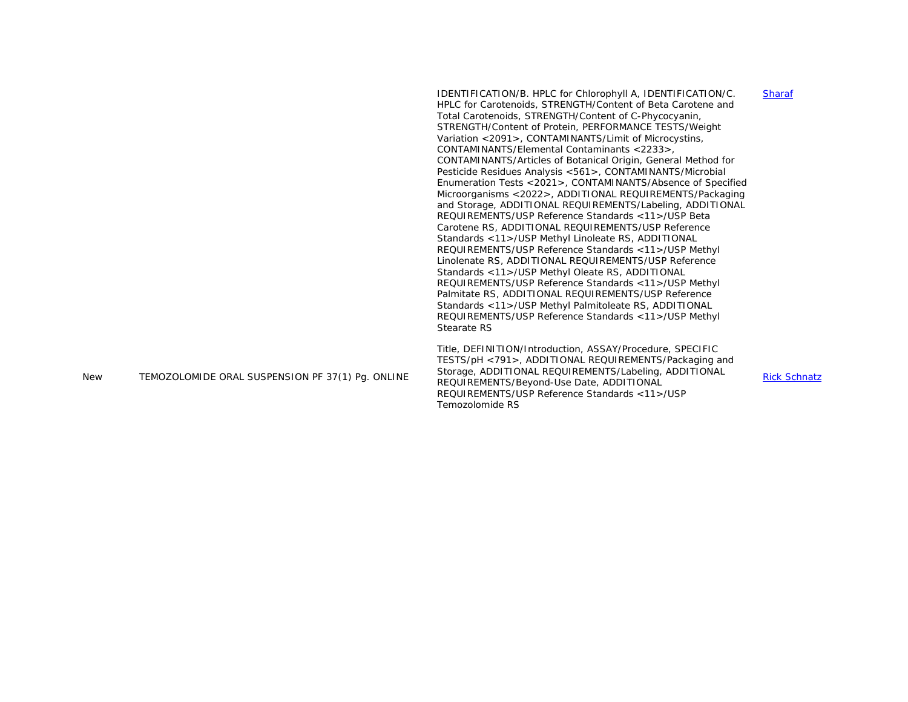| | | | |
|---|---|---|---|
| | | IDENTIFICATION/B. HPLC for Chlorophyll A, IDENTIFICATION/C. HPLC for Carotenoids, STRENGTH/Content of Beta Carotene and Total Carotenoids, STRENGTH/Content of C-Phycocyanin, STRENGTH/Content of Protein, PERFORMANCE TESTS/Weight Variation <2091>, CONTAMINANTS/Limit of Microcystins, CONTAMINANTS/Elemental Contaminants <2233>, CONTAMINANTS/Articles of Botanical Origin, General Method for Pesticide Residues Analysis <561>, CONTAMINANTS/Microbial Enumeration Tests <2021>, CONTAMINANTS/Absence of Specified Microorganisms <2022>, ADDITIONAL REQUIREMENTS/Packaging and Storage, ADDITIONAL REQUIREMENTS/Labeling, ADDITIONAL REQUIREMENTS/USP Reference Standards <11>/USP Beta Carotene RS, ADDITIONAL REQUIREMENTS/USP Reference Standards <11>/USP Methyl Linoleate RS, ADDITIONAL REQUIREMENTS/USP Reference Standards <11>/USP Methyl Linolenate RS, ADDITIONAL REQUIREMENTS/USP Reference Standards <11>/USP Methyl Oleate RS, ADDITIONAL REQUIREMENTS/USP Reference Standards <11>/USP Methyl Palmitate RS, ADDITIONAL REQUIREMENTS/USP Reference Standards <11>/USP Methyl Palmitoleate RS, ADDITIONAL REQUIREMENTS/USP Reference Standards <11>/USP Methyl Stearate RS | Sharaf |
| New | TEMOZOLOMIDE ORAL SUSPENSION PF 37(1) Pg. ONLINE | Title, DEFINITION/Introduction, ASSAY/Procedure, SPECIFIC TESTS/pH <791>, ADDITIONAL REQUIREMENTS/Packaging and Storage, ADDITIONAL REQUIREMENTS/Labeling, ADDITIONAL REQUIREMENTS/Beyond-Use Date, ADDITIONAL REQUIREMENTS/USP Reference Standards <11>/USP Temozolomide RS | Rick Schnatz |